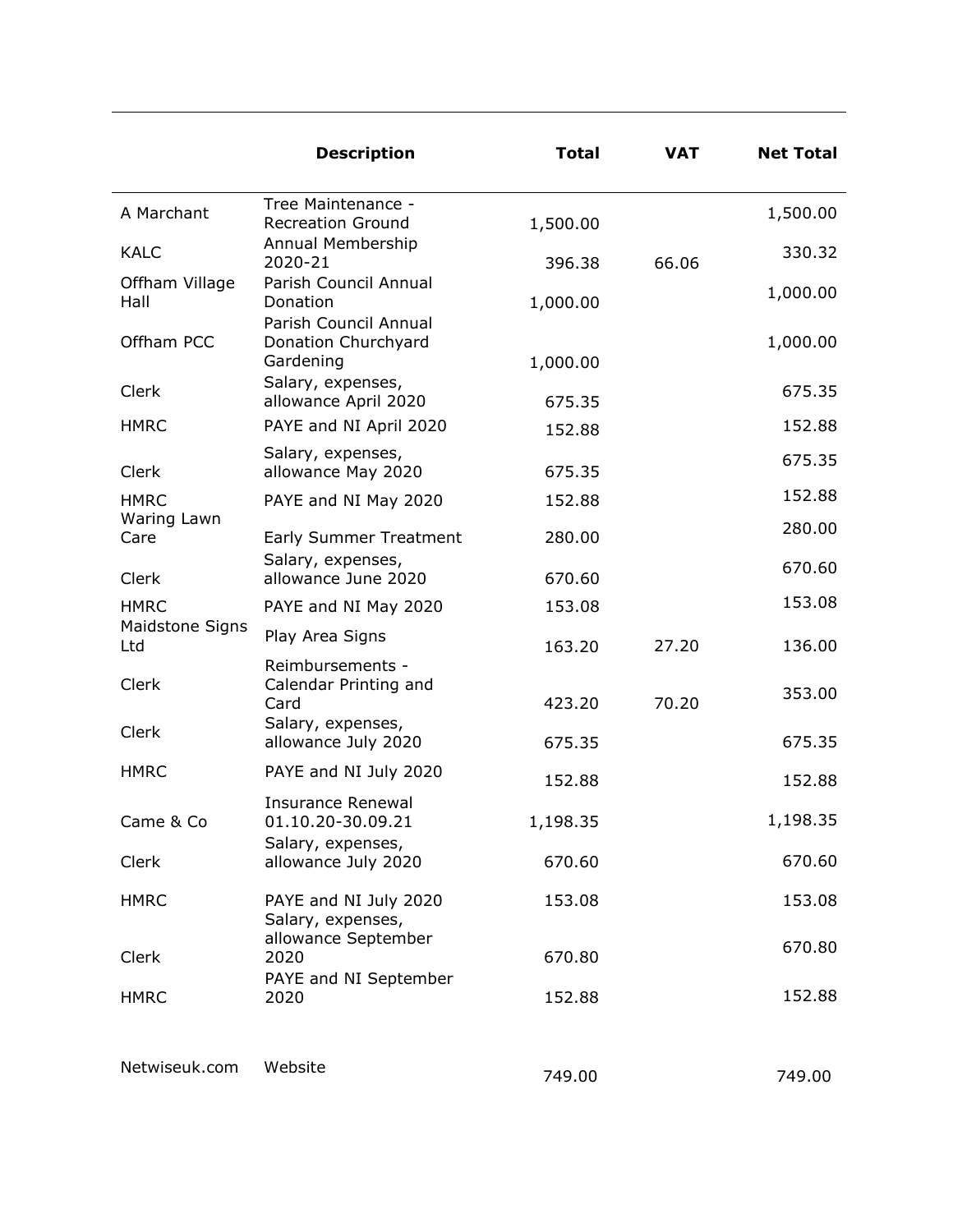| | Description | Total | VAT | Net Total |
|---|---|---|---|---|
| A Marchant | Tree Maintenance - Recreation Ground | 1,500.00 | | 1,500.00 |
| KALC | Annual Membership 2020-21 | 396.38 | 66.06 | 330.32 |
| Offham Village Hall | Parish Council Annual Donation | 1,000.00 | | 1,000.00 |
| Offham PCC | Parish Council Annual Donation Churchyard Gardening | 1,000.00 | | 1,000.00 |
| Clerk | Salary, expenses, allowance April 2020 | 675.35 | | 675.35 |
| HMRC | PAYE and NI April 2020 | 152.88 | | 152.88 |
| Clerk | Salary, expenses, allowance May 2020 | 675.35 | | 675.35 |
| HMRC | PAYE and NI May 2020 | 152.88 | | 152.88 |
| Waring Lawn Care | Early Summer Treatment | 280.00 | | 280.00 |
| Clerk | Salary, expenses, allowance June 2020 | 670.60 | | 670.60 |
| HMRC | PAYE and NI May 2020 | 153.08 | | 153.08 |
| Maidstone Signs Ltd | Play Area Signs | 163.20 | 27.20 | 136.00 |
| Clerk | Reimbursements - Calendar Printing and Card | 423.20 | 70.20 | 353.00 |
| Clerk | Salary, expenses, allowance July 2020 | 675.35 | | 675.35 |
| HMRC | PAYE and NI July 2020 | 152.88 | | 152.88 |
| Came & Co | Insurance Renewal 01.10.20-30.09.21 | 1,198.35 | | 1,198.35 |
| Clerk | Salary, expenses, allowance July 2020 | 670.60 | | 670.60 |
| HMRC | PAYE and NI July 2020 | 153.08 | | 153.08 |
| Clerk | Salary, expenses, allowance September 2020 | 670.80 | | 670.80 |
| HMRC | PAYE and NI September 2020 | 152.88 | | 152.88 |
| Netwiseuk.com | Website | 749.00 | | 749.00 |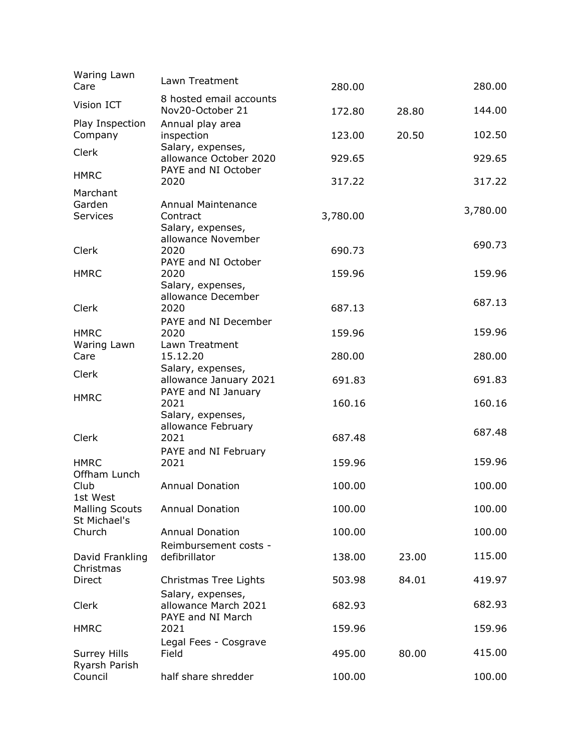| | | | | |
|---|---|---|---|---|
| Waring Lawn Care | Lawn Treatment | 280.00 | | 280.00 |
| Vision ICT | 8 hosted email accounts Nov20-October 21 | 172.80 | 28.80 | 144.00 |
| Play Inspection Company | Annual play area inspection | 123.00 | 20.50 | 102.50 |
| Clerk | Salary, expenses, allowance October 2020 | 929.65 | | 929.65 |
| HMRC | PAYE and NI October 2020 | 317.22 | | 317.22 |
| Marchant Garden Services | Annual Maintenance Contract | 3,780.00 | | 3,780.00 |
| Clerk | Salary, expenses, allowance November 2020 | 690.73 | | 690.73 |
| HMRC | PAYE and NI October 2020 | 159.96 | | 159.96 |
| Clerk | Salary, expenses, allowance December 2020 | 687.13 | | 687.13 |
| HMRC | PAYE and NI December 2020 | 159.96 | | 159.96 |
| Waring Lawn Care | Lawn Treatment 15.12.20 | 280.00 | | 280.00 |
| Clerk | Salary, expenses, allowance January 2021 | 691.83 | | 691.83 |
| HMRC | PAYE and NI January 2021 | 160.16 | | 160.16 |
| Clerk | Salary, expenses, allowance February 2021 | 687.48 | | 687.48 |
| HMRC | PAYE and NI February 2021 | 159.96 | | 159.96 |
| Offham Lunch Club | Annual Donation | 100.00 | | 100.00 |
| 1st West Malling Scouts | Annual Donation | 100.00 | | 100.00 |
| St Michael's Church | Annual Donation | 100.00 | | 100.00 |
| David Frankling | Reimbursement costs - defibrillator | 138.00 | 23.00 | 115.00 |
| Christmas Direct | Christmas Tree Lights | 503.98 | 84.01 | 419.97 |
| Clerk | Salary, expenses, allowance March 2021 | 682.93 | | 682.93 |
| HMRC | PAYE and NI March 2021 | 159.96 | | 159.96 |
| Surrey Hills | Legal Fees - Cosgrave Field | 495.00 | 80.00 | 415.00 |
| Ryarsh Parish Council | half share shredder | 100.00 | | 100.00 |